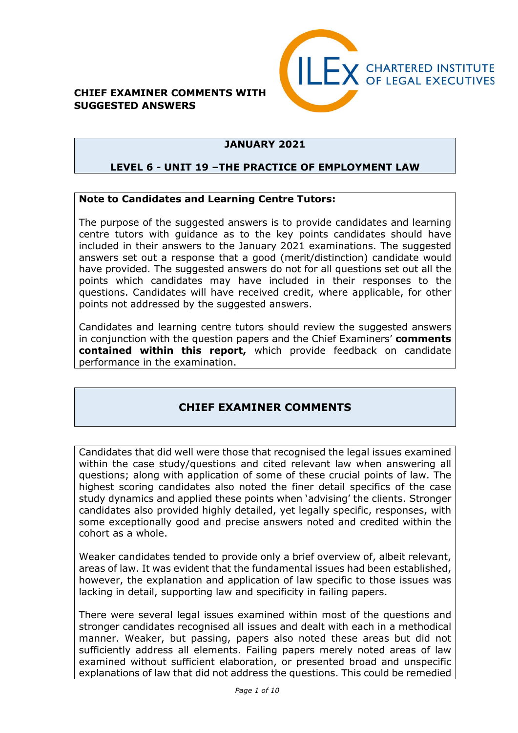**CHIEF EXAMINER COMMENTS WITH SUGGESTED ANSWERS**

CHARTERED INSTITUTE OF LEGAL EXECUTIVES

## JANUARY 2021

## LEVEL 6 - UNIT 19 –THE PRACTICE OF EMPLOYMENT LAW

**Note to Candidates and Learning Centre Tutors:**

The purpose of the suggested answers is to provide candidates and learning centre tutors with guidance as to the key points candidates should have included in their answers to the January 2021 examinations. The suggested answers set out a response that a good (merit/distinction) candidate would have provided. The suggested answers do not for all questions set out all the points which candidates may have included in their responses to the questions. Candidates will have received credit, where applicable, for other points not addressed by the suggested answers.

Candidates and learning centre tutors should review the suggested answers in conjunction with the question papers and the Chief Examiners' **comments contained within this report,** which provide feedback on candidate performance in the examination.

## CHIEF EXAMINER COMMENTS

Candidates that did well were those that recognised the legal issues examined within the case study/questions and cited relevant law when answering all questions; along with application of some of these crucial points of law. The highest scoring candidates also noted the finer detail specifics of the case study dynamics and applied these points when 'advising' the clients. Stronger candidates also provided highly detailed, yet legally specific, responses, with some exceptionally good and precise answers noted and credited within the cohort as a whole.

Weaker candidates tended to provide only a brief overview of, albeit relevant, areas of law. It was evident that the fundamental issues had been established, however, the explanation and application of law specific to those issues was lacking in detail, supporting law and specificity in failing papers.

There were several legal issues examined within most of the questions and stronger candidates recognised all issues and dealt with each in a methodical manner. Weaker, but passing, papers also noted these areas but did not sufficiently address all elements. Failing papers merely noted areas of law examined without sufficient elaboration, or presented broad and unspecific explanations of law that did not address the questions. This could be remedied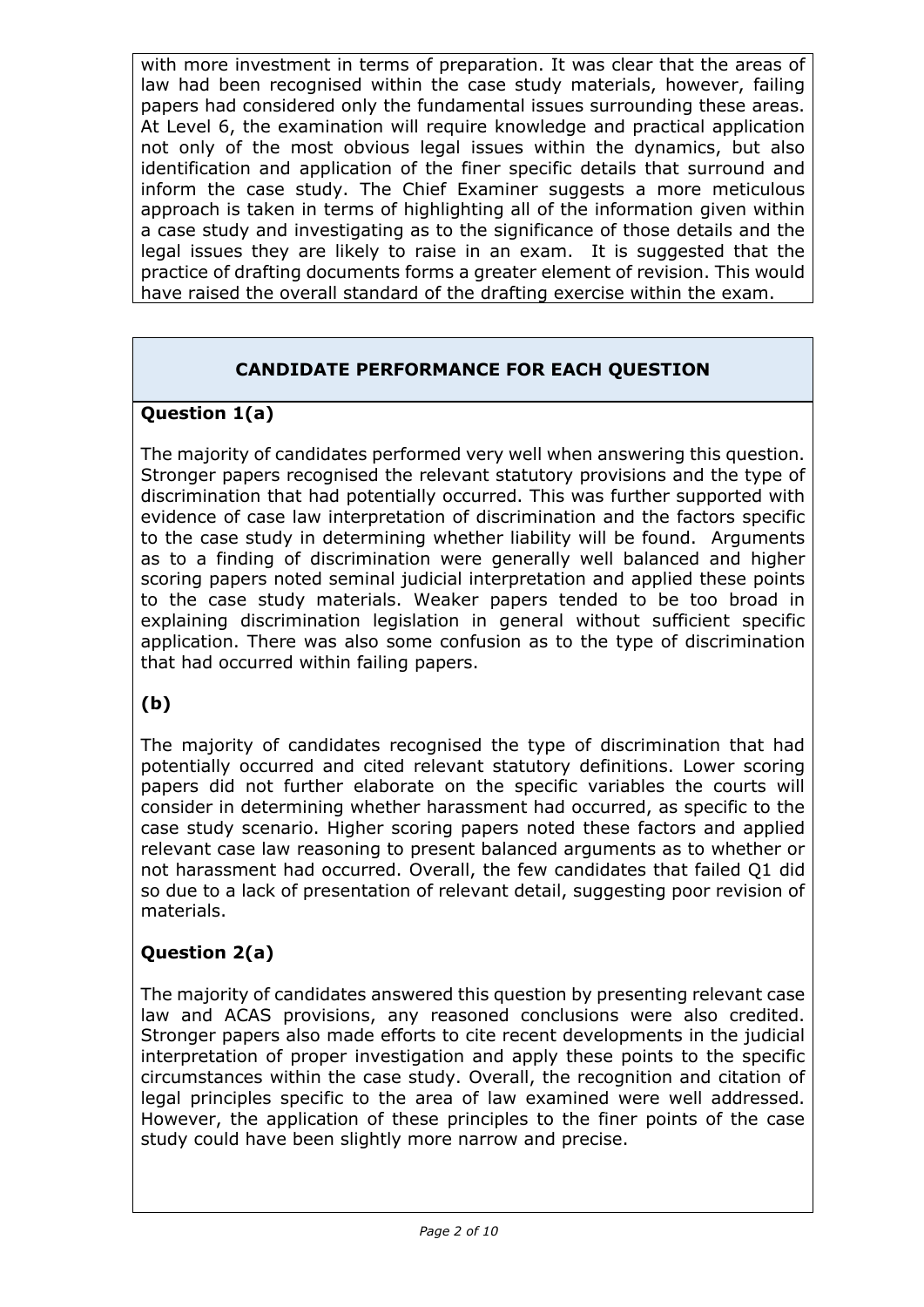with more investment in terms of preparation. It was clear that the areas of law had been recognised within the case study materials, however, failing papers had considered only the fundamental issues surrounding these areas. At Level 6, the examination will require knowledge and practical application not only of the most obvious legal issues within the dynamics, but also identification and application of the finer specific details that surround and inform the case study. The Chief Examiner suggests a more meticulous approach is taken in terms of highlighting all of the information given within a case study and investigating as to the significance of those details and the legal issues they are likely to raise in an exam. It is suggested that the practice of drafting documents forms a greater element of revision. This would have raised the overall standard of the drafting exercise within the exam.

## CANDIDATE PERFORMANCE FOR EACH QUESTION

**Question 1(a)**

The majority of candidates performed very well when answering this question. Stronger papers recognised the relevant statutory provisions and the type of discrimination that had potentially occurred. This was further supported with evidence of case law interpretation of discrimination and the factors specific to the case study in determining whether liability will be found. Arguments as to a finding of discrimination were generally well balanced and higher scoring papers noted seminal judicial interpretation and applied these points to the case study materials. Weaker papers tended to be too broad in explaining discrimination legislation in general without sufficient specific application. There was also some confusion as to the type of discrimination that had occurred within failing papers.

**(b)**

The majority of candidates recognised the type of discrimination that had potentially occurred and cited relevant statutory definitions. Lower scoring papers did not further elaborate on the specific variables the courts will consider in determining whether harassment had occurred, as specific to the case study scenario. Higher scoring papers noted these factors and applied relevant case law reasoning to present balanced arguments as to whether or not harassment had occurred. Overall, the few candidates that failed Q1 did so due to a lack of presentation of relevant detail, suggesting poor revision of materials.

**Question 2(a)**

The majority of candidates answered this question by presenting relevant case law and ACAS provisions, any reasoned conclusions were also credited. Stronger papers also made efforts to cite recent developments in the judicial interpretation of proper investigation and apply these points to the specific circumstances within the case study. Overall, the recognition and citation of legal principles specific to the area of law examined were well addressed. However, the application of these principles to the finer points of the case study could have been slightly more narrow and precise.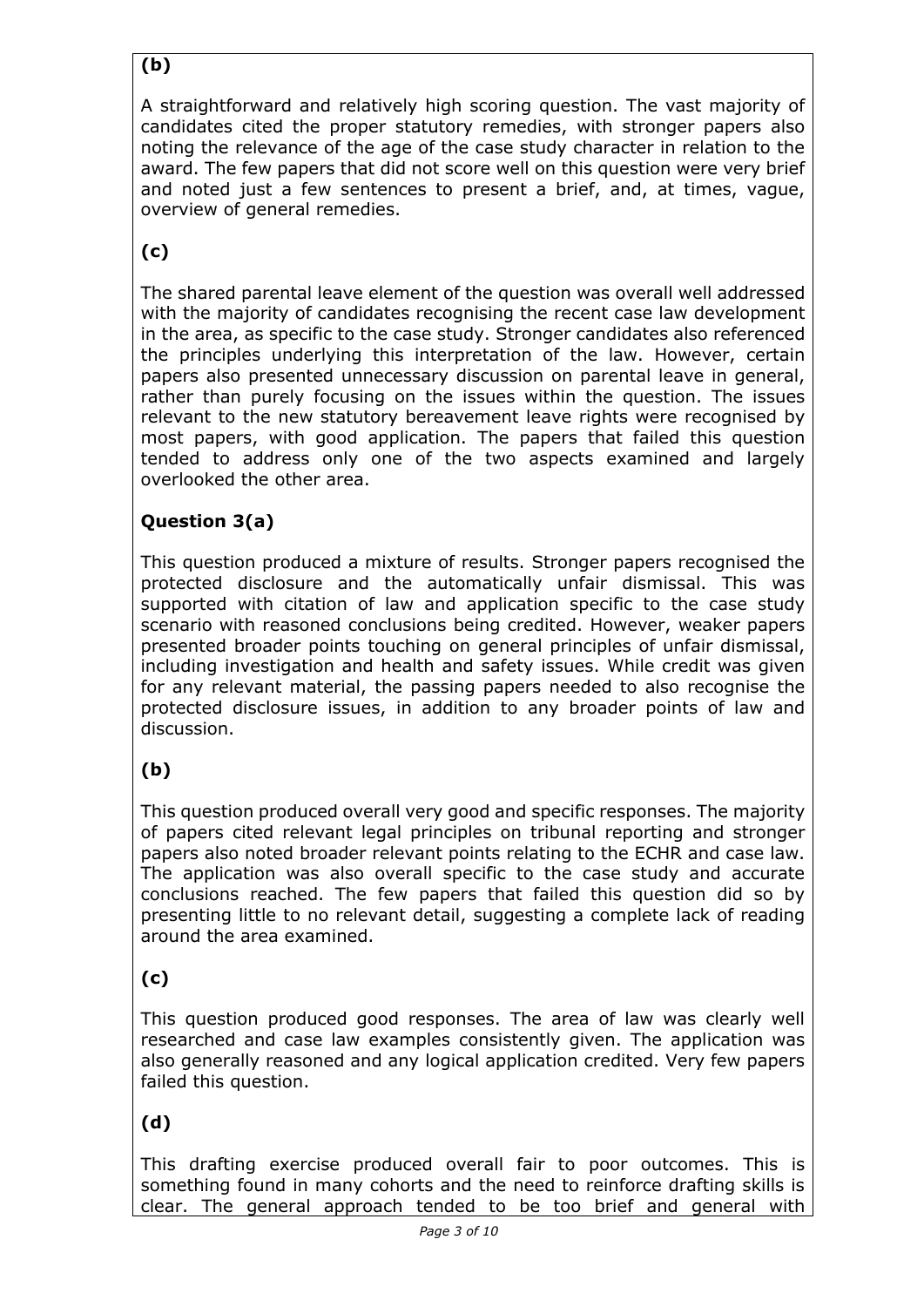**(b)**

A straightforward and relatively high scoring question. The vast majority of candidates cited the proper statutory remedies, with stronger papers also noting the relevance of the age of the case study character in relation to the award. The few papers that did not score well on this question were very brief and noted just a few sentences to present a brief, and, at times, vague, overview of general remedies.

**(c)**

The shared parental leave element of the question was overall well addressed with the majority of candidates recognising the recent case law development in the area, as specific to the case study. Stronger candidates also referenced the principles underlying this interpretation of the law. However, certain papers also presented unnecessary discussion on parental leave in general, rather than purely focusing on the issues within the question. The issues relevant to the new statutory bereavement leave rights were recognised by most papers, with good application. The papers that failed this question tended to address only one of the two aspects examined and largely overlooked the other area.

**Question 3(a)**

This question produced a mixture of results. Stronger papers recognised the protected disclosure and the automatically unfair dismissal. This was supported with citation of law and application specific to the case study scenario with reasoned conclusions being credited. However, weaker papers presented broader points touching on general principles of unfair dismissal, including investigation and health and safety issues. While credit was given for any relevant material, the passing papers needed to also recognise the protected disclosure issues, in addition to any broader points of law and discussion.

**(b)**

This question produced overall very good and specific responses. The majority of papers cited relevant legal principles on tribunal reporting and stronger papers also noted broader relevant points relating to the ECHR and case law. The application was also overall specific to the case study and accurate conclusions reached. The few papers that failed this question did so by presenting little to no relevant detail, suggesting a complete lack of reading around the area examined.

**(c)**

This question produced good responses. The area of law was clearly well researched and case law examples consistently given. The application was also generally reasoned and any logical application credited. Very few papers failed this question.

**(d)**

This drafting exercise produced overall fair to poor outcomes. This is something found in many cohorts and the need to reinforce drafting skills is clear. The general approach tended to be too brief and general with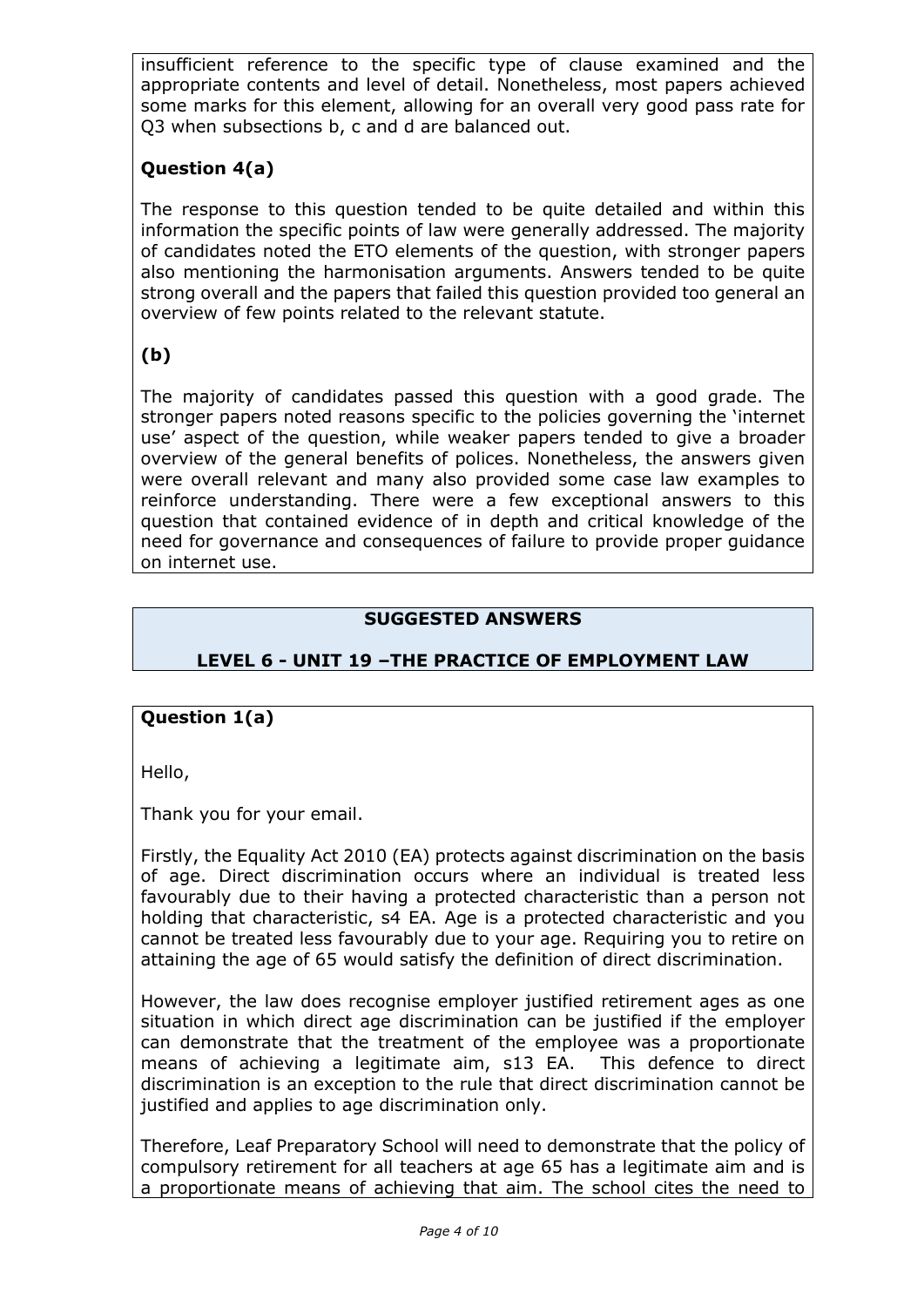insufficient reference to the specific type of clause examined and the appropriate contents and level of detail. Nonetheless, most papers achieved some marks for this element, allowing for an overall very good pass rate for Q3 when subsections b, c and d are balanced out.

**Question 4(a)**

The response to this question tended to be quite detailed and within this information the specific points of law were generally addressed. The majority of candidates noted the ETO elements of the question, with stronger papers also mentioning the harmonisation arguments. Answers tended to be quite strong overall and the papers that failed this question provided too general an overview of few points related to the relevant statute.

**(b)**

The majority of candidates passed this question with a good grade. The stronger papers noted reasons specific to the policies governing the 'internet use' aspect of the question, while weaker papers tended to give a broader overview of the general benefits of polices. Nonetheless, the answers given were overall relevant and many also provided some case law examples to reinforce understanding. There were a few exceptional answers to this question that contained evidence of in depth and critical knowledge of the need for governance and consequences of failure to provide proper guidance on internet use.

## SUGGESTED ANSWERS

## LEVEL 6 - UNIT 19 –THE PRACTICE OF EMPLOYMENT LAW

**Question 1(a)**

Hello,

Thank you for your email.

Firstly, the Equality Act 2010 (EA) protects against discrimination on the basis of age. Direct discrimination occurs where an individual is treated less favourably due to their having a protected characteristic than a person not holding that characteristic, s4 EA. Age is a protected characteristic and you cannot be treated less favourably due to your age. Requiring you to retire on attaining the age of 65 would satisfy the definition of direct discrimination.

However, the law does recognise employer justified retirement ages as one situation in which direct age discrimination can be justified if the employer can demonstrate that the treatment of the employee was a proportionate means of achieving a legitimate aim, s13 EA. This defence to direct discrimination is an exception to the rule that direct discrimination cannot be justified and applies to age discrimination only.

Therefore, Leaf Preparatory School will need to demonstrate that the policy of compulsory retirement for all teachers at age 65 has a legitimate aim and is a proportionate means of achieving that aim. The school cites the need to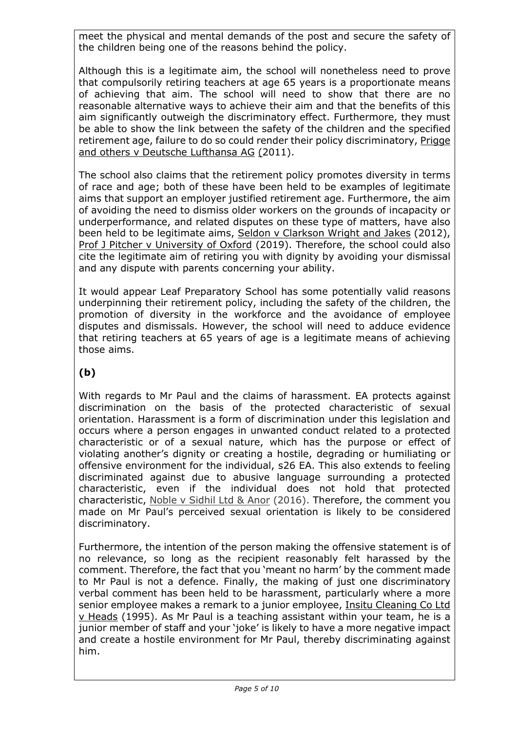meet the physical and mental demands of the post and secure the safety of the children being one of the reasons behind the policy.

Although this is a legitimate aim, the school will nonetheless need to prove that compulsorily retiring teachers at age 65 years is a proportionate means of achieving that aim. The school will need to show that there are no reasonable alternative ways to achieve their aim and that the benefits of this aim significantly outweigh the discriminatory effect. Furthermore, they must be able to show the link between the safety of the children and the specified retirement age, failure to do so could render their policy discriminatory, Prigge and others v Deutsche Lufthansa AG (2011).

The school also claims that the retirement policy promotes diversity in terms of race and age; both of these have been held to be examples of legitimate aims that support an employer justified retirement age. Furthermore, the aim of avoiding the need to dismiss older workers on the grounds of incapacity or underperformance, and related disputes on these type of matters, have also been held to be legitimate aims, Seldon v Clarkson Wright and Jakes (2012), Prof J Pitcher v University of Oxford (2019). Therefore, the school could also cite the legitimate aim of retiring you with dignity by avoiding your dismissal and any dispute with parents concerning your ability.

It would appear Leaf Preparatory School has some potentially valid reasons underpinning their retirement policy, including the safety of the children, the promotion of diversity in the workforce and the avoidance of employee disputes and dismissals. However, the school will need to adduce evidence that retiring teachers at 65 years of age is a legitimate means of achieving those aims.

**(b)**

With regards to Mr Paul and the claims of harassment. EA protects against discrimination on the basis of the protected characteristic of sexual orientation. Harassment is a form of discrimination under this legislation and occurs where a person engages in unwanted conduct related to a protected characteristic or of a sexual nature, which has the purpose or effect of violating another's dignity or creating a hostile, degrading or humiliating or offensive environment for the individual, s26 EA. This also extends to feeling discriminated against due to abusive language surrounding a protected characteristic, even if the individual does not hold that protected characteristic, Noble v Sidhil Ltd & Anor (2016). Therefore, the comment you made on Mr Paul's perceived sexual orientation is likely to be considered discriminatory.

Furthermore, the intention of the person making the offensive statement is of no relevance, so long as the recipient reasonably felt harassed by the comment. Therefore, the fact that you 'meant no harm' by the comment made to Mr Paul is not a defence. Finally, the making of just one discriminatory verbal comment has been held to be harassment, particularly where a more senior employee makes a remark to a junior employee, Insitu Cleaning Co Ltd v Heads (1995). As Mr Paul is a teaching assistant within your team, he is a junior member of staff and your 'joke' is likely to have a more negative impact and create a hostile environment for Mr Paul, thereby discriminating against him.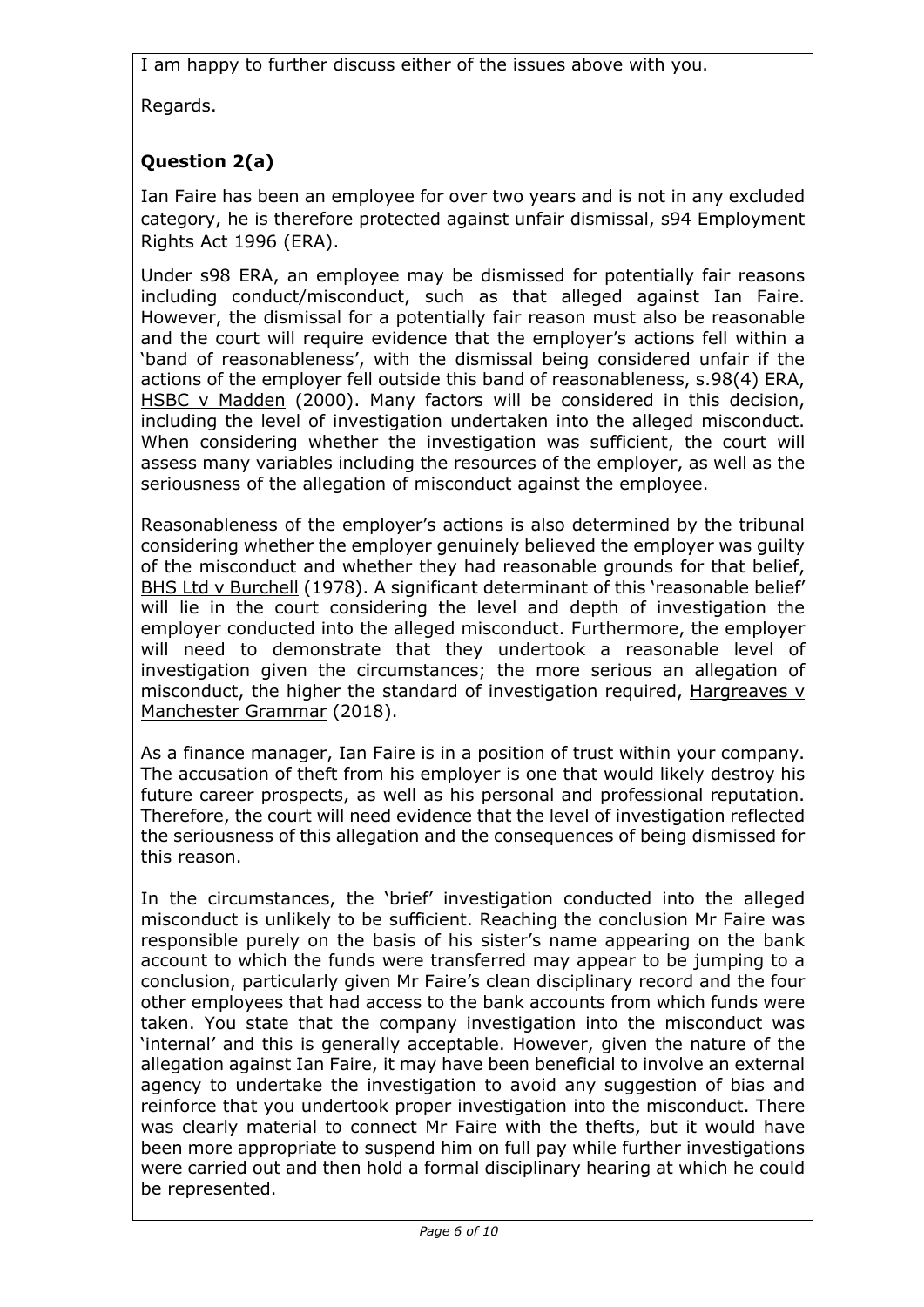I am happy to further discuss either of the issues above with you.

Regards.

### Question 2(a)

Ian Faire has been an employee for over two years and is not in any excluded category, he is therefore protected against unfair dismissal, s94 Employment Rights Act 1996 (ERA).

Under s98 ERA, an employee may be dismissed for potentially fair reasons including conduct/misconduct, such as that alleged against Ian Faire. However, the dismissal for a potentially fair reason must also be reasonable and the court will require evidence that the employer's actions fell within a 'band of reasonableness', with the dismissal being considered unfair if the actions of the employer fell outside this band of reasonableness, s.98(4) ERA, HSBC v Madden (2000). Many factors will be considered in this decision, including the level of investigation undertaken into the alleged misconduct. When considering whether the investigation was sufficient, the court will assess many variables including the resources of the employer, as well as the seriousness of the allegation of misconduct against the employee.

Reasonableness of the employer's actions is also determined by the tribunal considering whether the employer genuinely believed the employer was guilty of the misconduct and whether they had reasonable grounds for that belief, BHS Ltd v Burchell (1978). A significant determinant of this 'reasonable belief' will lie in the court considering the level and depth of investigation the employer conducted into the alleged misconduct. Furthermore, the employer will need to demonstrate that they undertook a reasonable level of investigation given the circumstances; the more serious an allegation of misconduct, the higher the standard of investigation required, Hargreaves v Manchester Grammar (2018).

As a finance manager, Ian Faire is in a position of trust within your company. The accusation of theft from his employer is one that would likely destroy his future career prospects, as well as his personal and professional reputation. Therefore, the court will need evidence that the level of investigation reflected the seriousness of this allegation and the consequences of being dismissed for this reason.

In the circumstances, the 'brief' investigation conducted into the alleged misconduct is unlikely to be sufficient. Reaching the conclusion Mr Faire was responsible purely on the basis of his sister's name appearing on the bank account to which the funds were transferred may appear to be jumping to a conclusion, particularly given Mr Faire's clean disciplinary record and the four other employees that had access to the bank accounts from which funds were taken. You state that the company investigation into the misconduct was 'internal' and this is generally acceptable. However, given the nature of the allegation against Ian Faire, it may have been beneficial to involve an external agency to undertake the investigation to avoid any suggestion of bias and reinforce that you undertook proper investigation into the misconduct. There was clearly material to connect Mr Faire with the thefts, but it would have been more appropriate to suspend him on full pay while further investigations were carried out and then hold a formal disciplinary hearing at which he could be represented.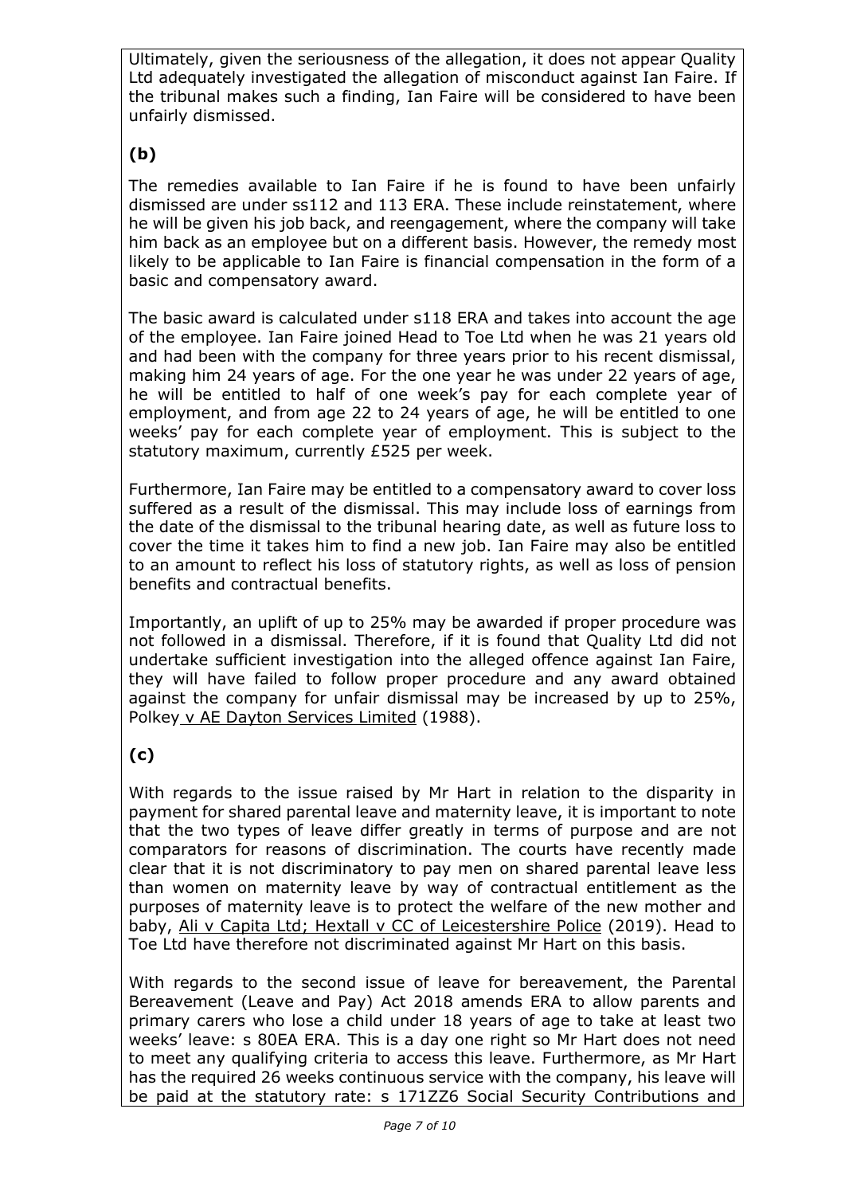Ultimately, given the seriousness of the allegation, it does not appear Quality Ltd adequately investigated the allegation of misconduct against Ian Faire. If the tribunal makes such a finding, Ian Faire will be considered to have been unfairly dismissed.

**(b)**

The remedies available to Ian Faire if he is found to have been unfairly dismissed are under ss112 and 113 ERA. These include reinstatement, where he will be given his job back, and reengagement, where the company will take him back as an employee but on a different basis. However, the remedy most likely to be applicable to Ian Faire is financial compensation in the form of a basic and compensatory award.

The basic award is calculated under s118 ERA and takes into account the age of the employee. Ian Faire joined Head to Toe Ltd when he was 21 years old and had been with the company for three years prior to his recent dismissal, making him 24 years of age. For the one year he was under 22 years of age, he will be entitled to half of one week's pay for each complete year of employment, and from age 22 to 24 years of age, he will be entitled to one weeks' pay for each complete year of employment. This is subject to the statutory maximum, currently £525 per week.

Furthermore, Ian Faire may be entitled to a compensatory award to cover loss suffered as a result of the dismissal. This may include loss of earnings from the date of the dismissal to the tribunal hearing date, as well as future loss to cover the time it takes him to find a new job. Ian Faire may also be entitled to an amount to reflect his loss of statutory rights, as well as loss of pension benefits and contractual benefits.

Importantly, an uplift of up to 25% may be awarded if proper procedure was not followed in a dismissal. Therefore, if it is found that Quality Ltd did not undertake sufficient investigation into the alleged offence against Ian Faire, they will have failed to follow proper procedure and any award obtained against the company for unfair dismissal may be increased by up to 25%, Polkey v AE Dayton Services Limited (1988).

**(c)**

With regards to the issue raised by Mr Hart in relation to the disparity in payment for shared parental leave and maternity leave, it is important to note that the two types of leave differ greatly in terms of purpose and are not comparators for reasons of discrimination. The courts have recently made clear that it is not discriminatory to pay men on shared parental leave less than women on maternity leave by way of contractual entitlement as the purposes of maternity leave is to protect the welfare of the new mother and baby, Ali v Capita Ltd; Hextall v CC of Leicestershire Police (2019). Head to Toe Ltd have therefore not discriminated against Mr Hart on this basis.

With regards to the second issue of leave for bereavement, the Parental Bereavement (Leave and Pay) Act 2018 amends ERA to allow parents and primary carers who lose a child under 18 years of age to take at least two weeks' leave: s 80EA ERA. This is a day one right so Mr Hart does not need to meet any qualifying criteria to access this leave. Furthermore, as Mr Hart has the required 26 weeks continuous service with the company, his leave will be paid at the statutory rate: s 171ZZ6 Social Security Contributions and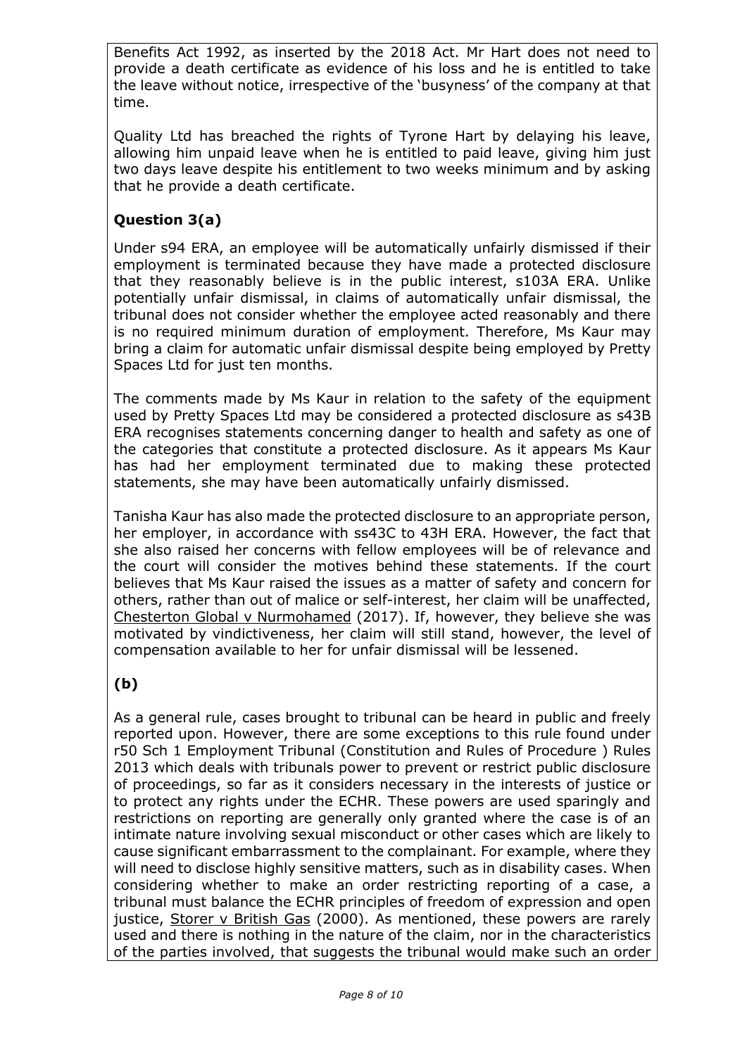Benefits Act 1992, as inserted by the 2018 Act. Mr Hart does not need to provide a death certificate as evidence of his loss and he is entitled to take the leave without notice, irrespective of the 'busyness' of the company at that time.

Quality Ltd has breached the rights of Tyrone Hart by delaying his leave, allowing him unpaid leave when he is entitled to paid leave, giving him just two days leave despite his entitlement to two weeks minimum and by asking that he provide a death certificate.

## Question 3(a)

Under s94 ERA, an employee will be automatically unfairly dismissed if their employment is terminated because they have made a protected disclosure that they reasonably believe is in the public interest, s103A ERA. Unlike potentially unfair dismissal, in claims of automatically unfair dismissal, the tribunal does not consider whether the employee acted reasonably and there is no required minimum duration of employment. Therefore, Ms Kaur may bring a claim for automatic unfair dismissal despite being employed by Pretty Spaces Ltd for just ten months.

The comments made by Ms Kaur in relation to the safety of the equipment used by Pretty Spaces Ltd may be considered a protected disclosure as s43B ERA recognises statements concerning danger to health and safety as one of the categories that constitute a protected disclosure. As it appears Ms Kaur has had her employment terminated due to making these protected statements, she may have been automatically unfairly dismissed.

Tanisha Kaur has also made the protected disclosure to an appropriate person, her employer, in accordance with ss43C to 43H ERA. However, the fact that she also raised her concerns with fellow employees will be of relevance and the court will consider the motives behind these statements. If the court believes that Ms Kaur raised the issues as a matter of safety and concern for others, rather than out of malice or self-interest, her claim will be unaffected, Chesterton Global v Nurmohamed (2017). If, however, they believe she was motivated by vindictiveness, her claim will still stand, however, the level of compensation available to her for unfair dismissal will be lessened.

## (b)

As a general rule, cases brought to tribunal can be heard in public and freely reported upon. However, there are some exceptions to this rule found under r50 Sch 1 Employment Tribunal (Constitution and Rules of Procedure ) Rules 2013 which deals with tribunals power to prevent or restrict public disclosure of proceedings, so far as it considers necessary in the interests of justice or to protect any rights under the ECHR. These powers are used sparingly and restrictions on reporting are generally only granted where the case is of an intimate nature involving sexual misconduct or other cases which are likely to cause significant embarrassment to the complainant. For example, where they will need to disclose highly sensitive matters, such as in disability cases. When considering whether to make an order restricting reporting of a case, a tribunal must balance the ECHR principles of freedom of expression and open justice, Storer v British Gas (2000). As mentioned, these powers are rarely used and there is nothing in the nature of the claim, nor in the characteristics of the parties involved, that suggests the tribunal would make such an order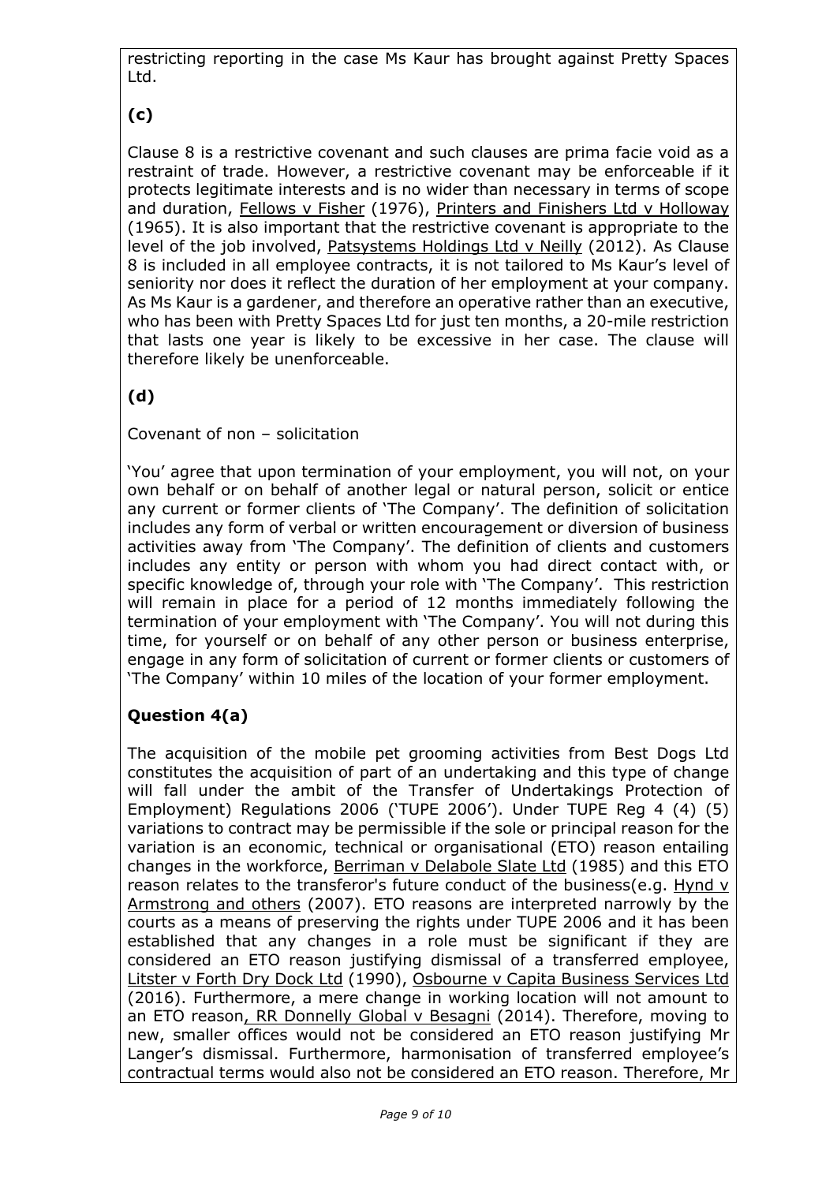restricting reporting in the case Ms Kaur has brought against Pretty Spaces Ltd.

### (c)

Clause 8 is a restrictive covenant and such clauses are prima facie void as a restraint of trade. However, a restrictive covenant may be enforceable if it protects legitimate interests and is no wider than necessary in terms of scope and duration, Fellows v Fisher (1976), Printers and Finishers Ltd v Holloway (1965). It is also important that the restrictive covenant is appropriate to the level of the job involved, Patsystems Holdings Ltd v Neilly (2012). As Clause 8 is included in all employee contracts, it is not tailored to Ms Kaur's level of seniority nor does it reflect the duration of her employment at your company. As Ms Kaur is a gardener, and therefore an operative rather than an executive, who has been with Pretty Spaces Ltd for just ten months, a 20-mile restriction that lasts one year is likely to be excessive in her case. The clause will therefore likely be unenforceable.

### (d)

Covenant of non – solicitation

'You' agree that upon termination of your employment, you will not, on your own behalf or on behalf of another legal or natural person, solicit or entice any current or former clients of 'The Company'. The definition of solicitation includes any form of verbal or written encouragement or diversion of business activities away from 'The Company'. The definition of clients and customers includes any entity or person with whom you had direct contact with, or specific knowledge of, through your role with 'The Company'. This restriction will remain in place for a period of 12 months immediately following the termination of your employment with 'The Company'. You will not during this time, for yourself or on behalf of any other person or business enterprise, engage in any form of solicitation of current or former clients or customers of 'The Company' within 10 miles of the location of your former employment.

## Question 4(a)

The acquisition of the mobile pet grooming activities from Best Dogs Ltd constitutes the acquisition of part of an undertaking and this type of change will fall under the ambit of the Transfer of Undertakings Protection of Employment) Regulations 2006 ('TUPE 2006'). Under TUPE Reg 4 (4) (5) variations to contract may be permissible if the sole or principal reason for the variation is an economic, technical or organisational (ETO) reason entailing changes in the workforce, Berriman v Delabole Slate Ltd (1985) and this ETO reason relates to the transferor's future conduct of the business(e.g. Hynd v Armstrong and others (2007). ETO reasons are interpreted narrowly by the courts as a means of preserving the rights under TUPE 2006 and it has been established that any changes in a role must be significant if they are considered an ETO reason justifying dismissal of a transferred employee, Litster v Forth Dry Dock Ltd (1990), Osbourne v Capita Business Services Ltd (2016). Furthermore, a mere change in working location will not amount to an ETO reason, RR Donnelly Global v Besagni (2014). Therefore, moving to new, smaller offices would not be considered an ETO reason justifying Mr Langer's dismissal. Furthermore, harmonisation of transferred employee's contractual terms would also not be considered an ETO reason. Therefore, Mr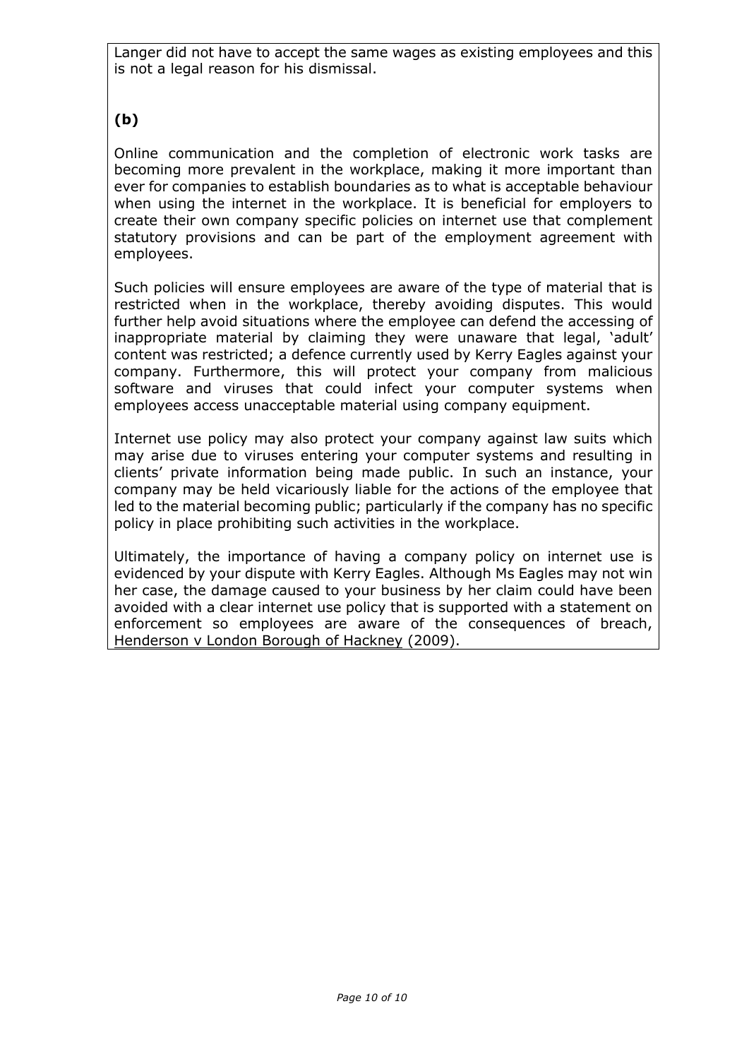Langer did not have to accept the same wages as existing employees and this is not a legal reason for his dismissal.

**(b)**

Online communication and the completion of electronic work tasks are becoming more prevalent in the workplace, making it more important than ever for companies to establish boundaries as to what is acceptable behaviour when using the internet in the workplace. It is beneficial for employers to create their own company specific policies on internet use that complement statutory provisions and can be part of the employment agreement with employees.

Such policies will ensure employees are aware of the type of material that is restricted when in the workplace, thereby avoiding disputes. This would further help avoid situations where the employee can defend the accessing of inappropriate material by claiming they were unaware that legal, 'adult' content was restricted; a defence currently used by Kerry Eagles against your company. Furthermore, this will protect your company from malicious software and viruses that could infect your computer systems when employees access unacceptable material using company equipment.

Internet use policy may also protect your company against law suits which may arise due to viruses entering your computer systems and resulting in clients' private information being made public. In such an instance, your company may be held vicariously liable for the actions of the employee that led to the material becoming public; particularly if the company has no specific policy in place prohibiting such activities in the workplace.

Ultimately, the importance of having a company policy on internet use is evidenced by your dispute with Kerry Eagles. Although Ms Eagles may not win her case, the damage caused to your business by her claim could have been avoided with a clear internet use policy that is supported with a statement on enforcement so employees are aware of the consequences of breach, Henderson v London Borough of Hackney (2009).